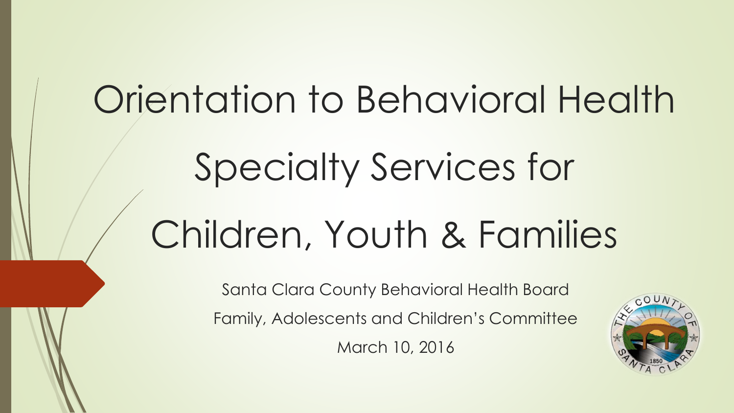# Orientation to Behavioral Health Specialty Services for Children, Youth & Families

Santa Clara County Behavioral Health Board

Family, Adolescents and Children's Committee

March 10, 2016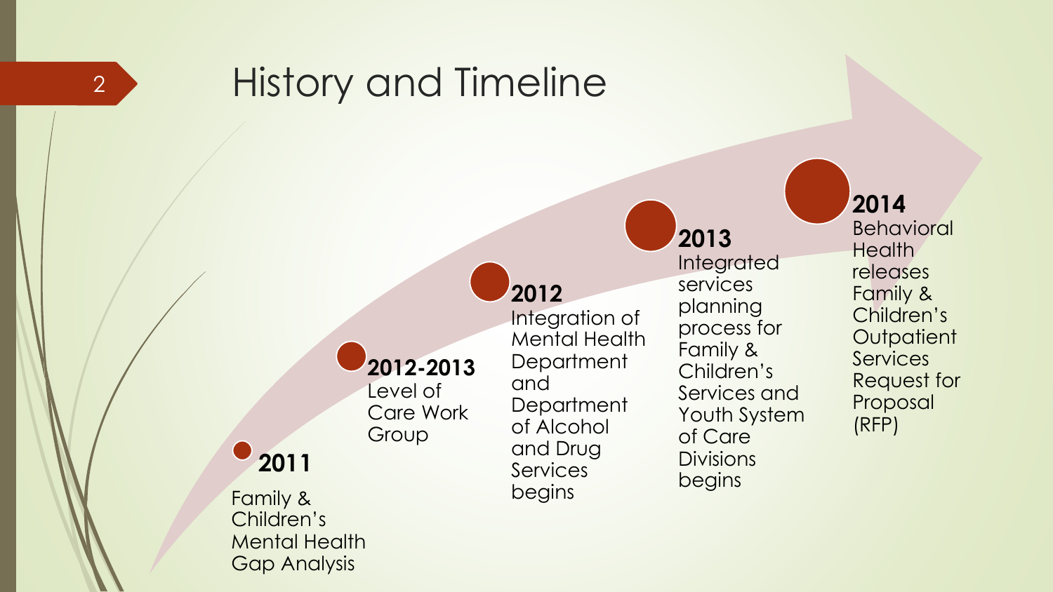# History and Timeline

**2011**
Family & Children's Mental Health Gap Analysis

**2012-2013**
Level of Care Work Group

**2012**
Integration of Mental Health Department and Department of Alcohol and Drug Services begins

**2013**
Integrated services planning process for Family & Children's Services and Youth System of Care Divisions begins

**2014**
Behavioral Health releases Family & Children's Outpatient Services Request for Proposal (RFP)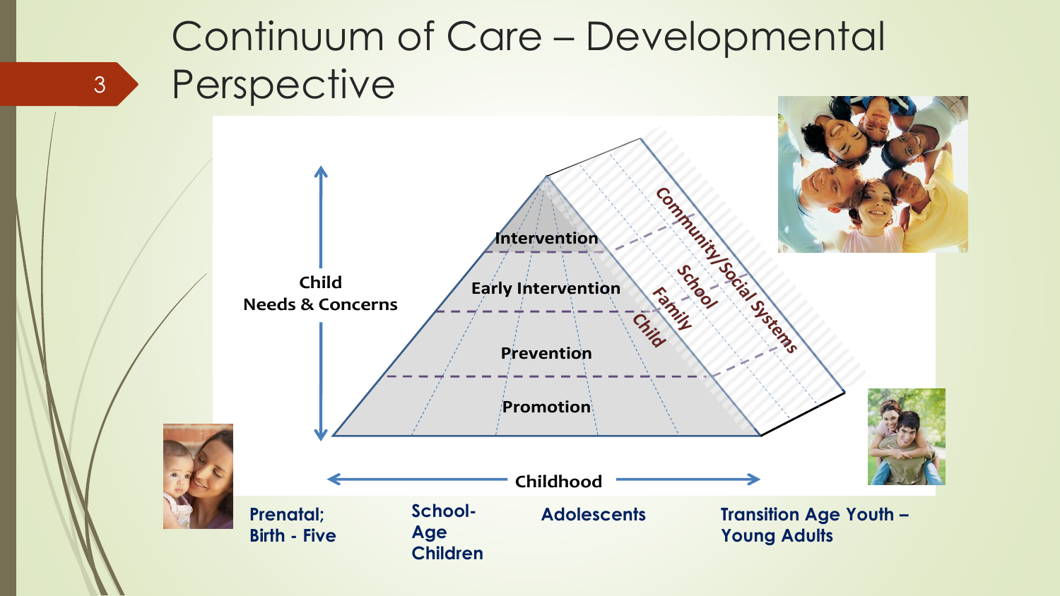# Continuum of Care – Developmental Perspective

Child Needs & Concerns

- Intervention
- Early Intervention
- Prevention
- Promotion

Child – Family – School – Community/Social Systems

Childhood

- Prenatal; Birth - Five
- School-Age Children
- Adolescents
- Transition Age Youth – Young Adults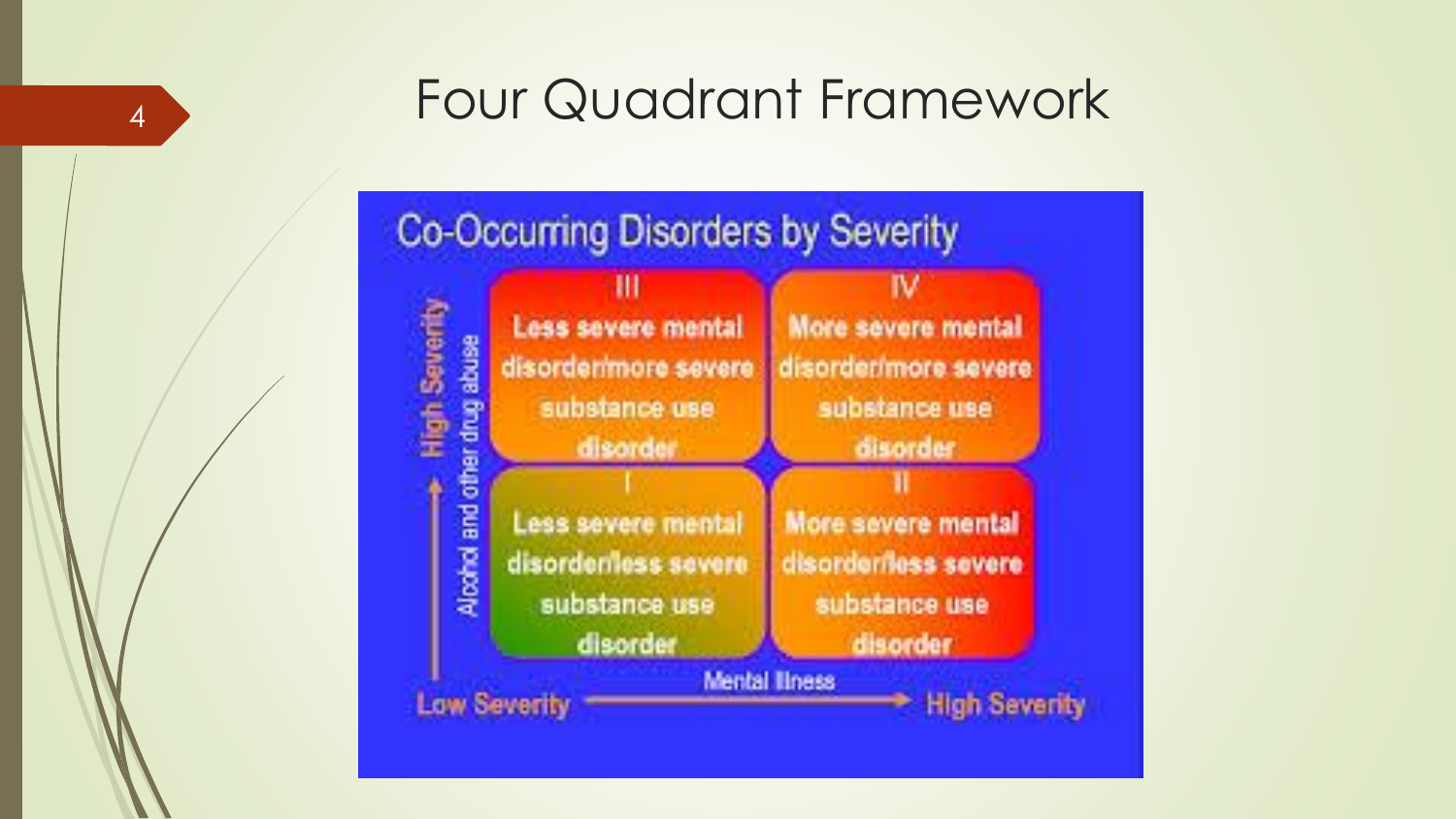# Four Quadrant Framework

## Co-Occurring Disorders by Severity

| Alcohol and other drug abuse ↑ High Severity | Mental Illness: Low Severity | Mental Illness: High Severity |
|---|---|---|
| High Severity | III<br>Less severe mental disorder/more severe substance use disorder | IV<br>More severe mental disorder/more severe substance use disorder |
| Low Severity | I<br>Less severe mental disorder/less severe substance use disorder | II<br>More severe mental disorder/less severe substance use disorder |

Mental Illness: Low Severity → High Severity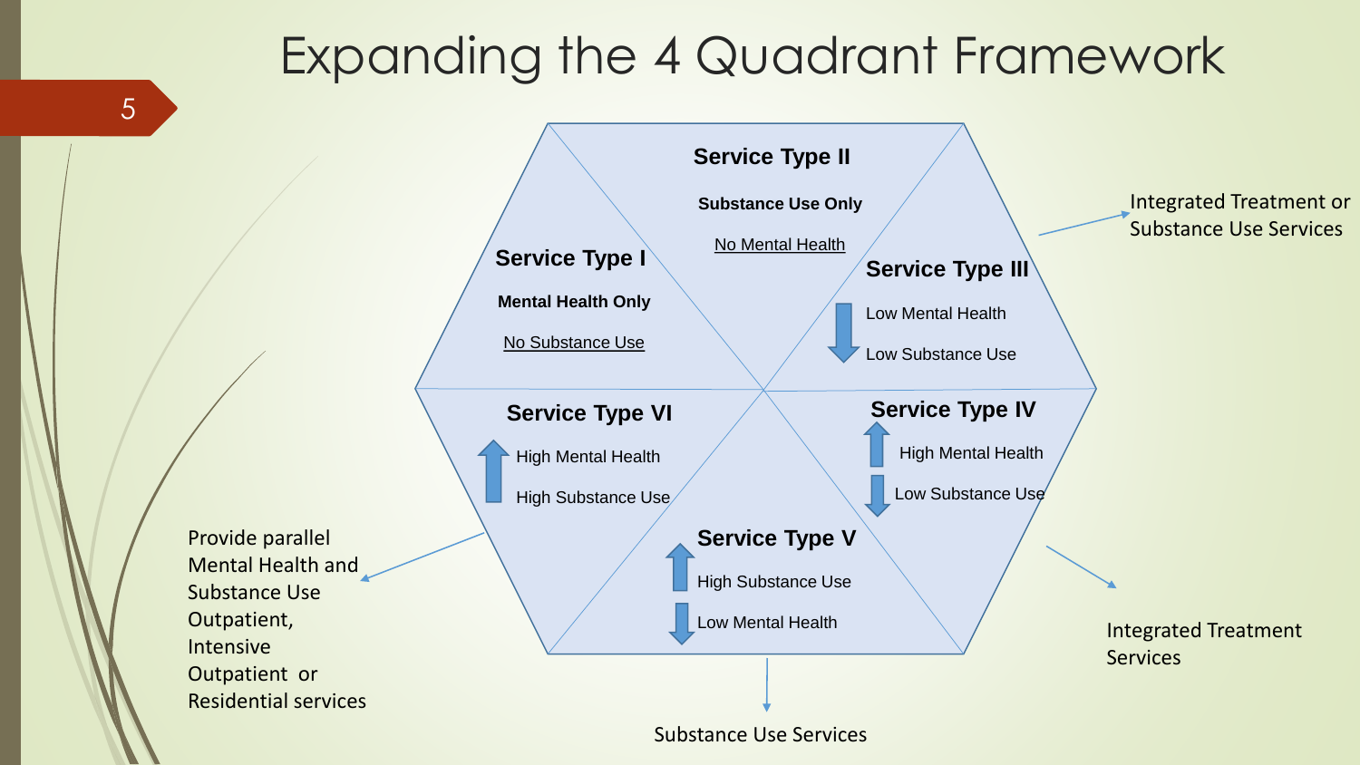# Expanding the 4 Quadrant Framework

**Service Type I**

**Mental Health Only**

No Substance Use

**Service Type II**

**Substance Use Only**

No Mental Health

**Service Type III**

Low Mental Health

Low Substance Use

**Service Type IV**

High Mental Health

Low Substance Use

**Service Type V**

High Substance Use

Low Mental Health

**Service Type VI**

High Mental Health

High Substance Use

Integrated Treatment or Substance Use Services

Integrated Treatment Services

Substance Use Services

Provide parallel Mental Health and Substance Use Outpatient, Intensive Outpatient or Residential services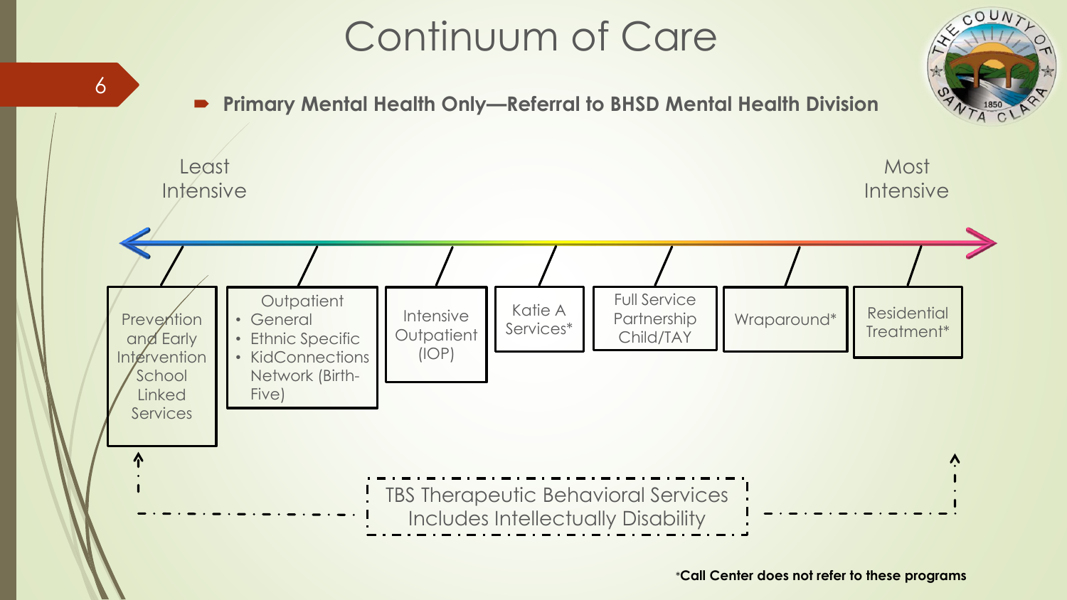# Continuum of Care

- **Primary Mental Health Only—Referral to BHSD Mental Health Division**

Least Intensive → Most Intensive

- Prevention and Early Intervention School Linked Services
- Outpatient
  - General
  - Ethnic Specific
  - KidConnections Network (Birth-Five)
- Intensive Outpatient (IOP)
- Katie A Services*
- Full Service Partnership Child/TAY
- Wraparound*
- Residential Treatment*

TBS Therapeutic Behavioral Services
Includes Intellectually Disability

**\*Call Center does not refer to these programs**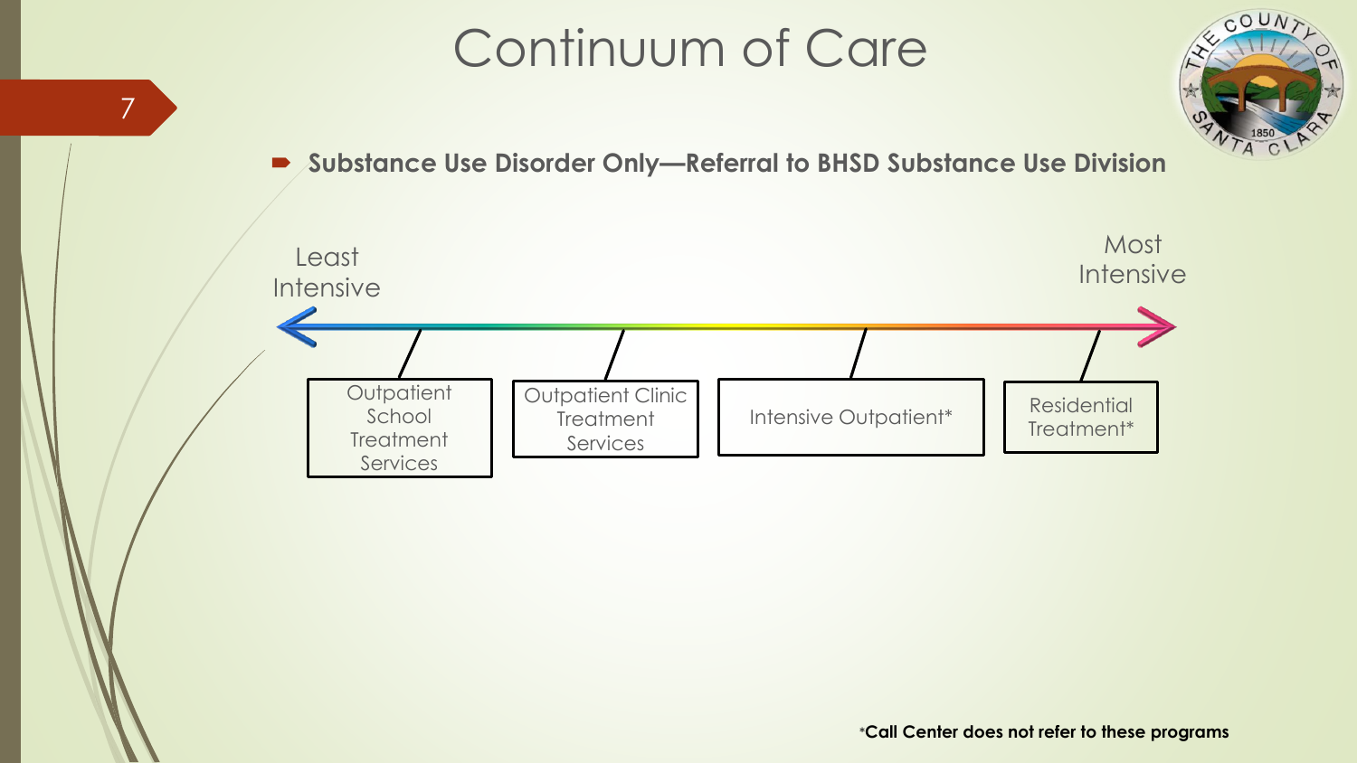# Continuum of Care

- **Substance Use Disorder Only—Referral to BHSD Substance Use Division**

Least Intensive → Most Intensive

- Outpatient School Treatment Services
- Outpatient Clinic Treatment Services
- Intensive Outpatient*
- Residential Treatment*

***Call Center does not refer to these programs**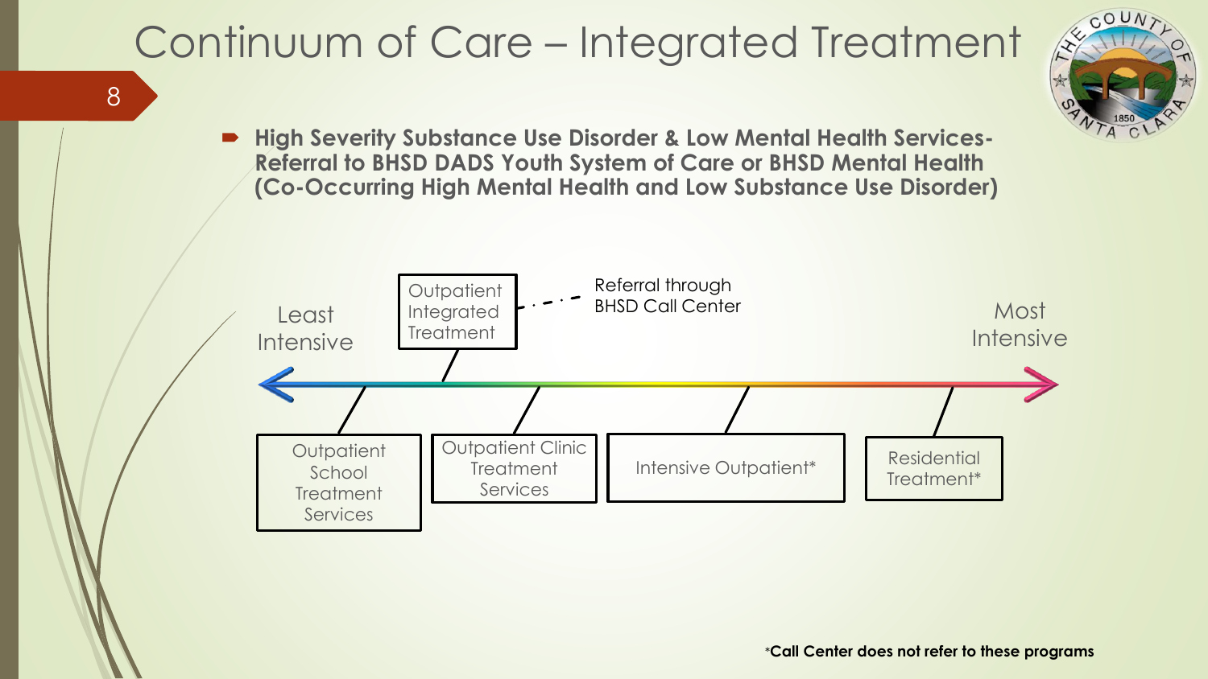# Continuum of Care – Integrated Treatment

- **High Severity Substance Use Disorder & Low Mental Health Services- Referral to BHSD DADS Youth System of Care or BHSD Mental Health (Co-Occurring High Mental Health and Low Substance Use Disorder)**

Least Intensive → Most Intensive

- Outpatient School Treatment Services
- Outpatient Integrated Treatment (Referral through BHSD Call Center)
- Outpatient Clinic Treatment Services
- Intensive Outpatient*
- Residential Treatment*

***Call Center does not refer to these programs**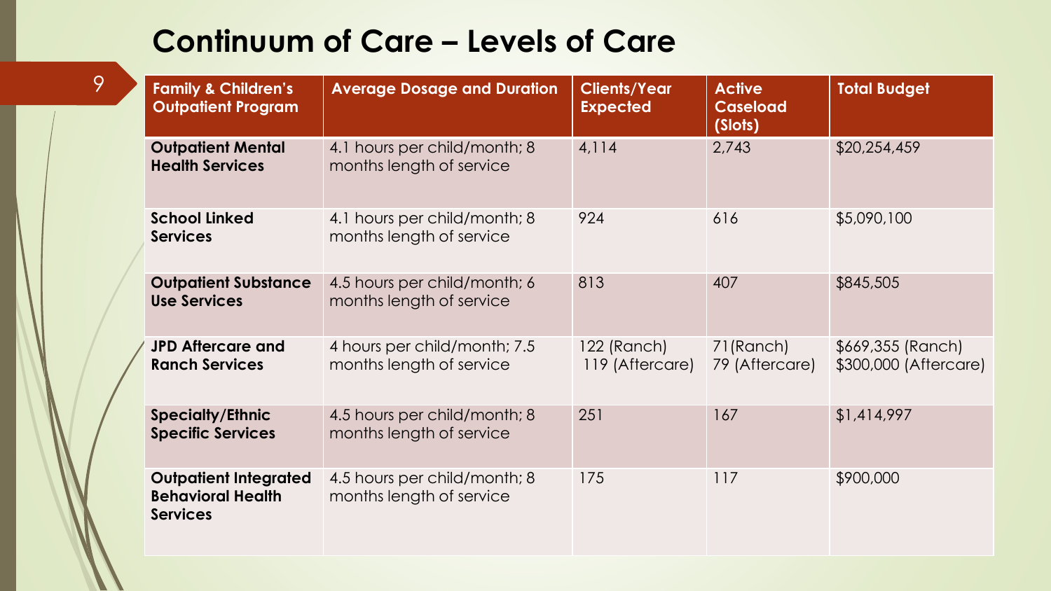# Continuum of Care – Levels of Care

| Family & Children's Outpatient Program | Average Dosage and Duration | Clients/Year Expected | Active Caseload (Slots) | Total Budget |
|---|---|---|---|---|
| **Outpatient Mental Health Services** | 4.1 hours per child/month; 8 months length of service | 4,114 | 2,743 | $20,254,459 |
| **School Linked Services** | 4.1 hours per child/month; 8 months length of service | 924 | 616 | $5,090,100 |
| **Outpatient Substance Use Services** | 4.5 hours per child/month; 6 months length of service | 813 | 407 | $845,505 |
| **JPD Aftercare and Ranch Services** | 4 hours per child/month; 7.5 months length of service | 122 (Ranch) 119 (Aftercare) | 71(Ranch) 79 (Aftercare) | $669,355 (Ranch) $300,000 (Aftercare) |
| **Specialty/Ethnic Specific Services** | 4.5 hours per child/month; 8 months length of service | 251 | 167 | $1,414,997 |
| **Outpatient Integrated Behavioral Health Services** | 4.5 hours per child/month; 8 months length of service | 175 | 117 | $900,000 |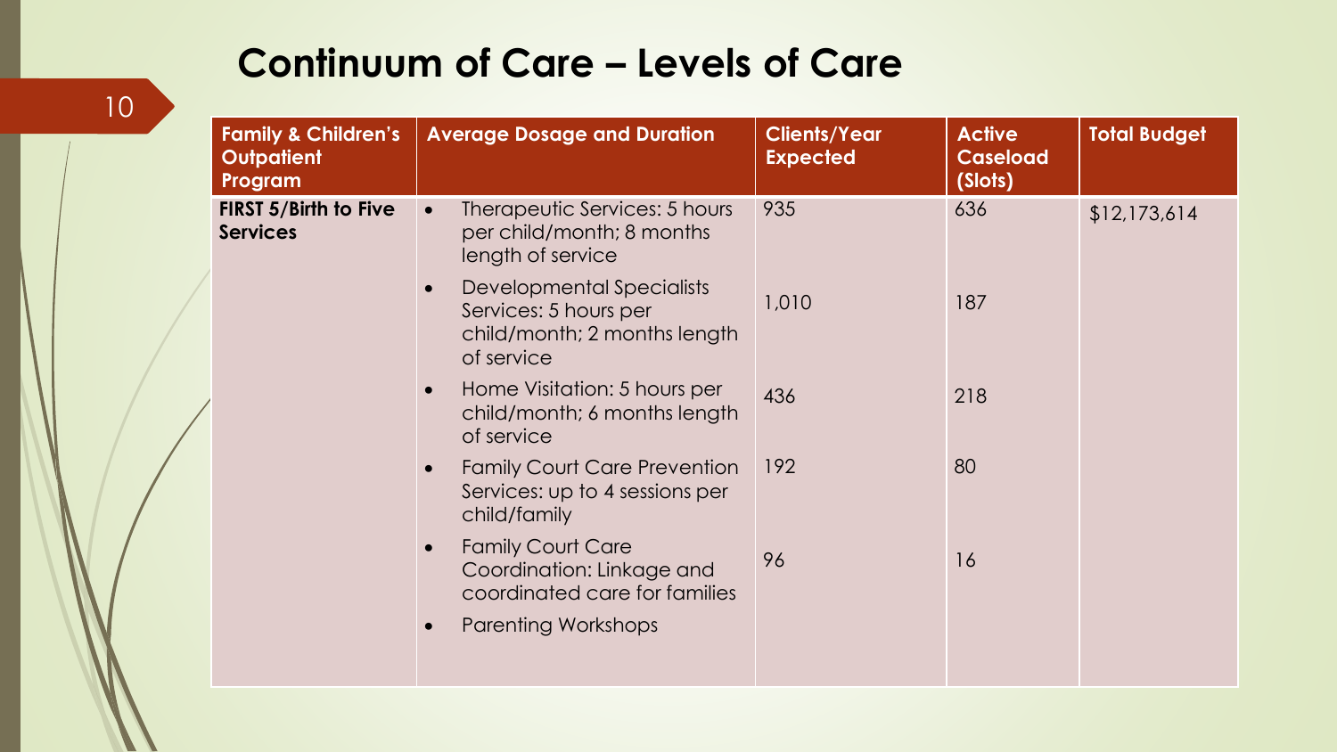# Continuum of Care – Levels of Care

| Family & Children's Outpatient Program | Average Dosage and Duration | Clients/Year Expected | Active Caseload (Slots) | Total Budget |
|---|---|---|---|---|
| **FIRST 5/Birth to Five Services** | • Therapeutic Services: 5 hours per child/month; 8 months length of service | 935 | 636 | $12,173,614 |
| | • Developmental Specialists Services: 5 hours per child/month; 2 months length of service | 1,010 | 187 | |
| | • Home Visitation: 5 hours per child/month; 6 months length of service | 436 | 218 | |
| | • Family Court Care Prevention Services: up to 4 sessions per child/family | 192 | 80 | |
| | • Family Court Care Coordination: Linkage and coordinated care for families | 96 | 16 | |
| | • Parenting Workshops | | | |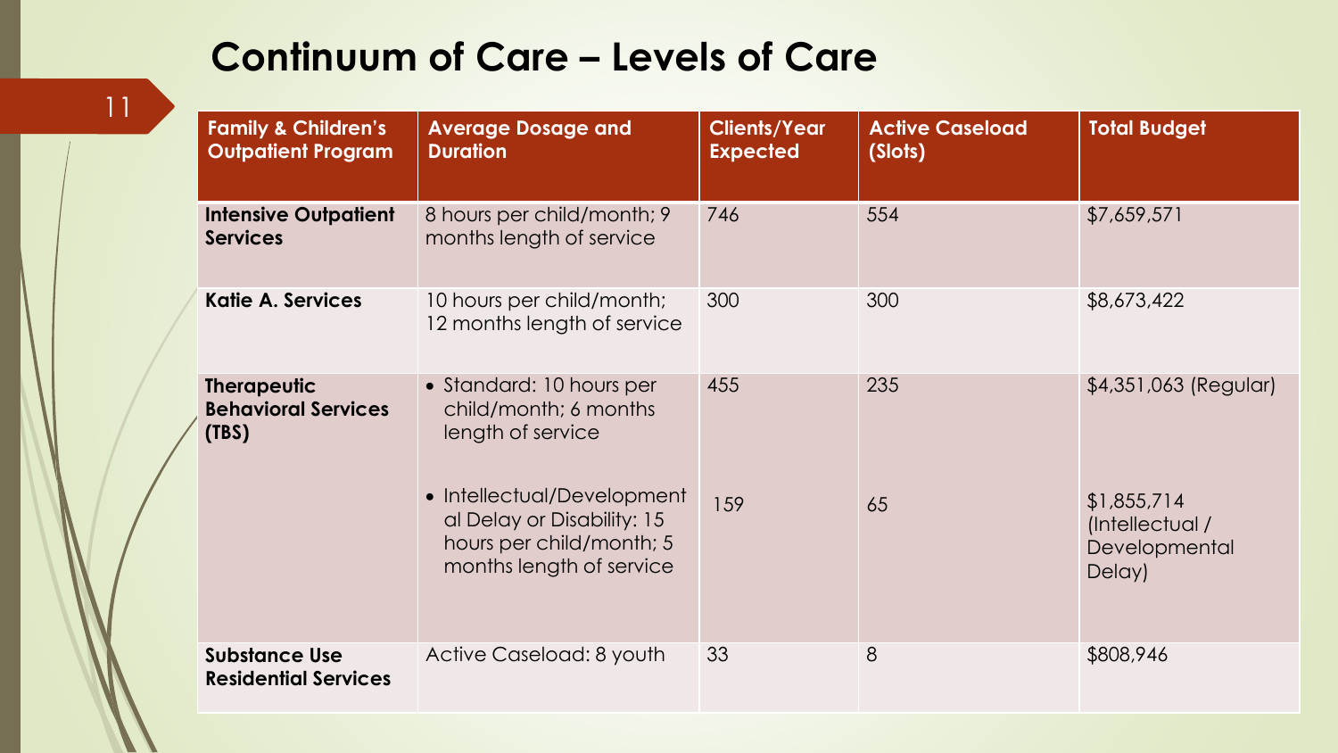# Continuum of Care – Levels of Care

| Family & Children's Outpatient Program | Average Dosage and Duration | Clients/Year Expected | Active Caseload (Slots) | Total Budget |
|---|---|---|---|---|
| **Intensive Outpatient Services** | 8 hours per child/month; 9 months length of service | 746 | 554 | $7,659,571 |
| **Katie A. Services** | 10 hours per child/month; 12 months length of service | 300 | 300 | $8,673,422 |
| **Therapeutic Behavioral Services (TBS)** | • Standard: 10 hours per child/month; 6 months length of service | 455 | 235 | $4,351,063 (Regular) |
| | • Intellectual/Developmental Delay or Disability: 15 hours per child/month; 5 months length of service | 159 | 65 | $1,855,714 (Intellectual / Developmental Delay) |
| **Substance Use Residential Services** | Active Caseload: 8 youth | 33 | 8 | $808,946 |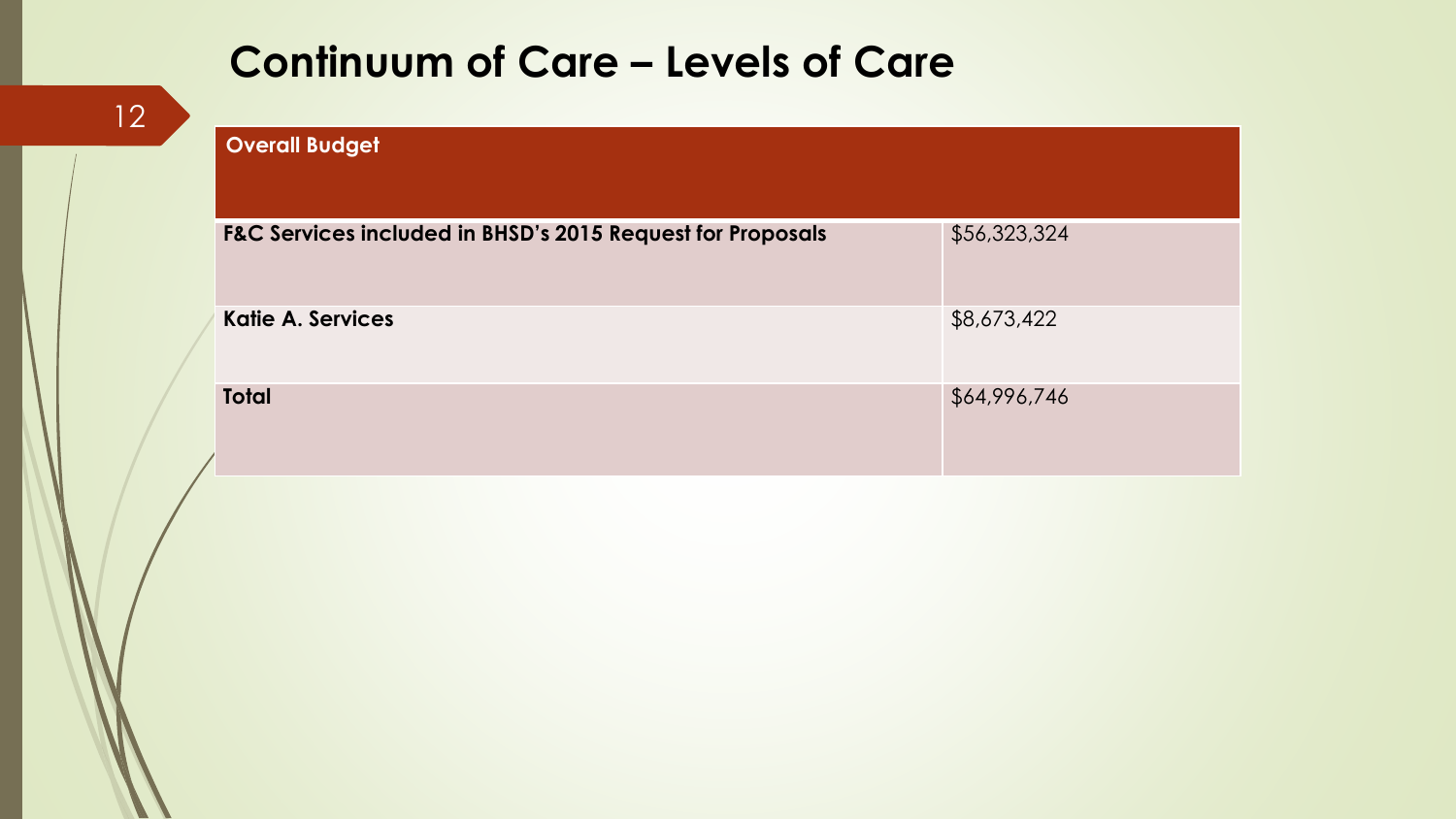# Continuum of Care – Levels of Care

| Overall Budget | |
|---|---|
| **F&C Services included in BHSD's 2015 Request for Proposals** | $56,323,324 |
| **Katie A. Services** | $8,673,422 |
| **Total** | $64,996,746 |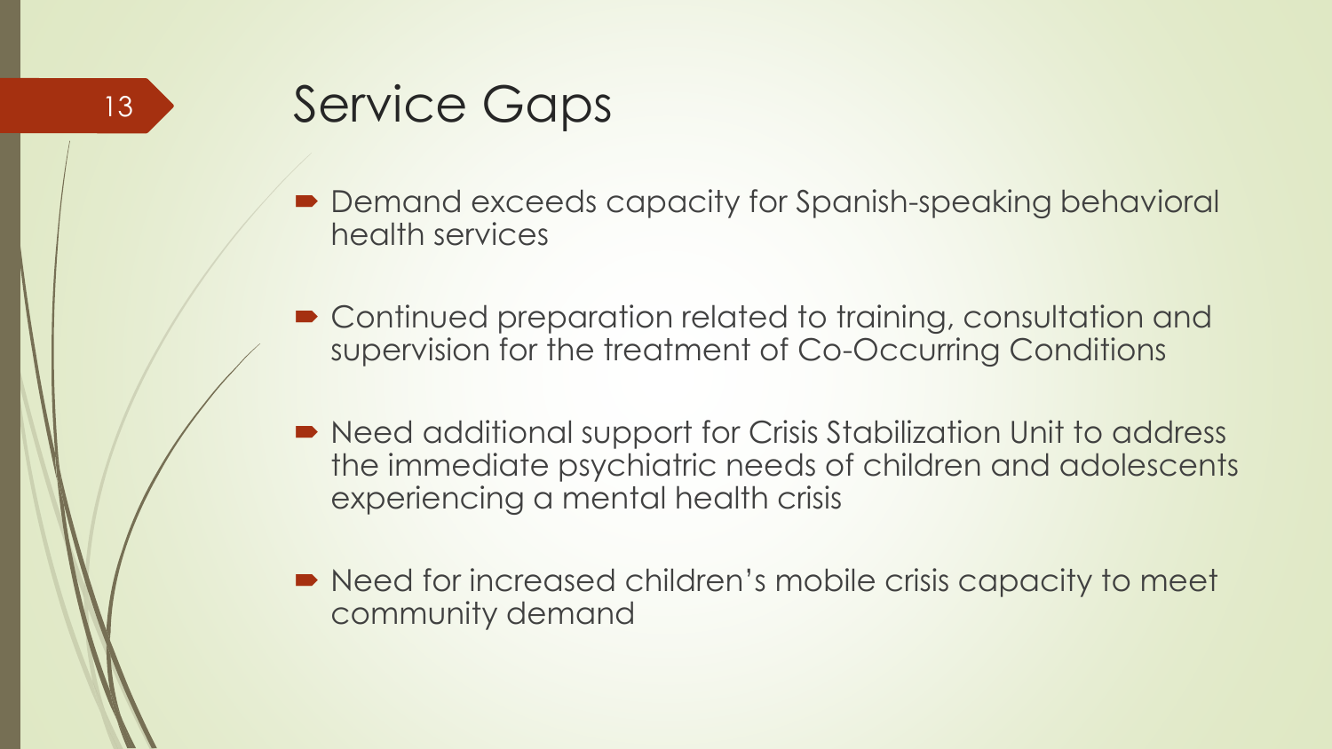# Service Gaps

- Demand exceeds capacity for Spanish-speaking behavioral health services
- Continued preparation related to training, consultation and supervision for the treatment of Co-Occurring Conditions
- Need additional support for Crisis Stabilization Unit to address the immediate psychiatric needs of children and adolescents experiencing a mental health crisis
- Need for increased children's mobile crisis capacity to meet community demand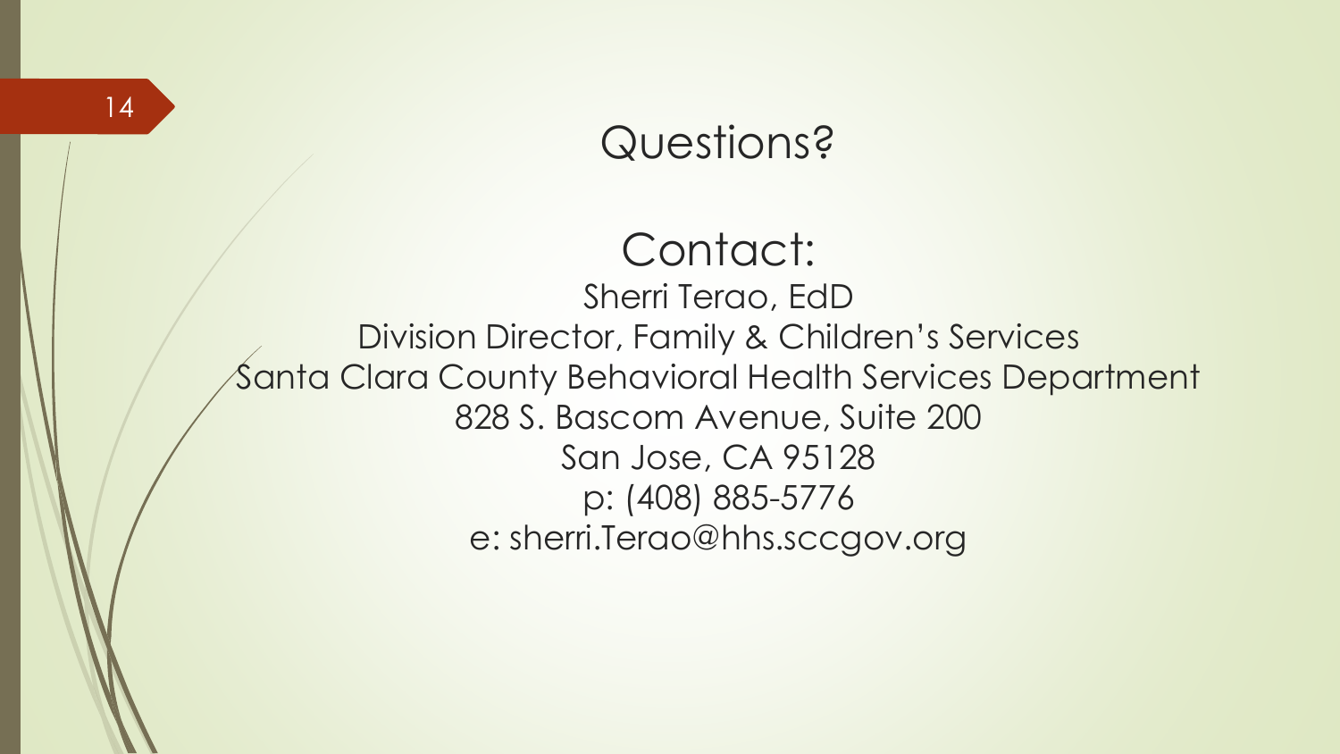# Questions?

## Contact:

Sherri Terao, EdD
Division Director, Family & Children's Services
Santa Clara County Behavioral Health Services Department
828 S. Bascom Avenue, Suite 200
San Jose, CA 95128
p: (408) 885-5776
e: sherri.Terao@hhs.sccgov.org